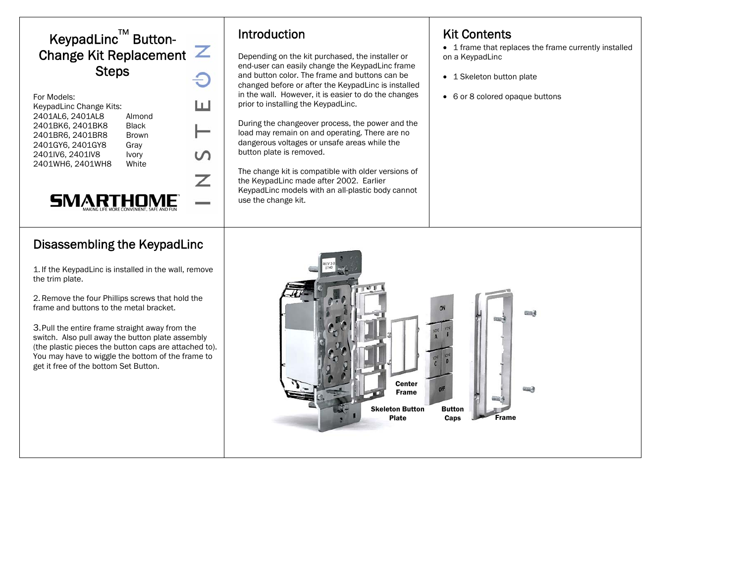# KeypadLinc™ Button-Change Kit Replacement Steps

For Models:
KeypadLinc Change Kits:

| | |
|---|---|
| 2401AL6, 2401AL8 | Almond |
| 2401BK6, 2401BK8 | Black |
| 2401BR6, 2401BR8 | Brown |
| 2401GY6, 2401GY8 | Gray |
| 2401IV6, 2401IV8 | Ivory |
| 2401WH6, 2401WH8 | White |

SMARTHOME™
MAKING LIFE MORE CONVENIENT, SAFE AND FUN

INSTEON

## Introduction

Depending on the kit purchased, the installer or end-user can easily change the KeypadLinc frame and button color. The frame and buttons can be changed before or after the KeypadLinc is installed in the wall. However, it is easier to do the changes prior to installing the KeypadLinc.

During the changeover process, the power and the load may remain on and operating. There are no dangerous voltages or unsafe areas while the button plate is removed.

The change kit is compatible with older versions of the KeypadLinc made after 2002. Earlier KeypadLinc models with an all-plastic body cannot use the change kit.

## Kit Contents

- 1 frame that replaces the frame currently installed on a KeypadLinc
- 1 Skeleton button plate
- 6 or 8 colored opaque buttons

## Disassembling the KeypadLinc

1. If the KeypadLinc is installed in the wall, remove the trim plate.

2. Remove the four Phillips screws that hold the frame and buttons to the metal bracket.

3. Pull the entire frame straight away from the switch. Also pull away the button plate assembly (the plastic pieces the button caps are attached to). You may have to wiggle the bottom of the frame to get it free of the bottom Set Button.

Center Frame, Skeleton Button Plate, Button Caps, Frame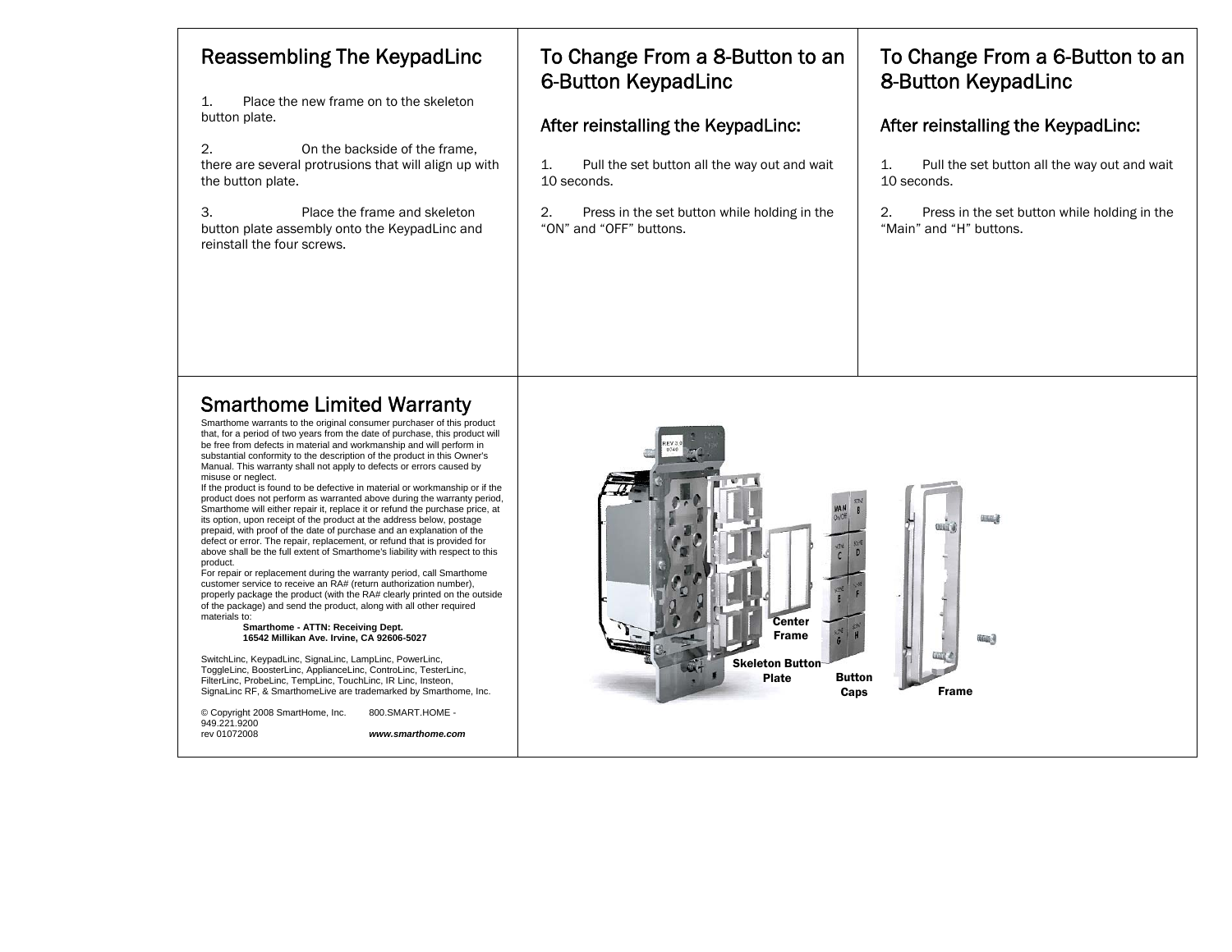## Reassembling The KeypadLinc

1. Place the new frame on to the skeleton button plate.

2. On the backside of the frame, there are several protrusions that will align up with the button plate.

3. Place the frame and skeleton button plate assembly onto the KeypadLinc and reinstall the four screws.

## To Change From a 8-Button to an 6-Button KeypadLinc

### After reinstalling the KeypadLinc:

1. Pull the set button all the way out and wait 10 seconds.

2. Press in the set button while holding in the “ON” and “OFF” buttons.

## To Change From a 6-Button to an 8-Button KeypadLinc

### After reinstalling the KeypadLinc:

1. Pull the set button all the way out and wait 10 seconds.

2. Press in the set button while holding in the “Main” and “H” buttons.

## Smarthome Limited Warranty

Smarthome warrants to the original consumer purchaser of this product that, for a period of two years from the date of purchase, this product will be free from defects in material and workmanship and will perform in substantial conformity to the description of the product in this Owner's Manual. This warranty shall not apply to defects or errors caused by misuse or neglect.

If the product is found to be defective in material or workmanship or if the product does not perform as warranted above during the warranty period, Smarthome will either repair it, replace it or refund the purchase price, at its option, upon receipt of the product at the address below, postage prepaid, with proof of the date of purchase and an explanation of the defect or error. The repair, replacement, or refund that is provided for above shall be the full extent of Smarthome's liability with respect to this product.

For repair or replacement during the warranty period, call Smarthome customer service to receive an RA# (return authorization number), properly package the product (with the RA# clearly printed on the outside of the package) and send the product, along with all other required materials to:

**Smarthome - ATTN: Receiving Dept.**
**16542 Millikan Ave. Irvine, CA 92606-5027**

SwitchLinc, KeypadLinc, SignaLinc, LampLinc, PowerLinc, ToggleLinc, BoosterLinc, ApplianceLinc, ControLinc, TesterLinc, FilterLinc, ProbeLinc, TempLinc, TouchLinc, IR Linc, Insteon, SignaLinc RF, & SmarthomeLive are trademarked by Smarthome, Inc.

© Copyright 2008 SmartHome, Inc. 800.SMART.HOME - 949.221.9200
rev 01072008 ***www.smarthome.com***

Center Frame
Skeleton Button Plate
Button Caps
Frame